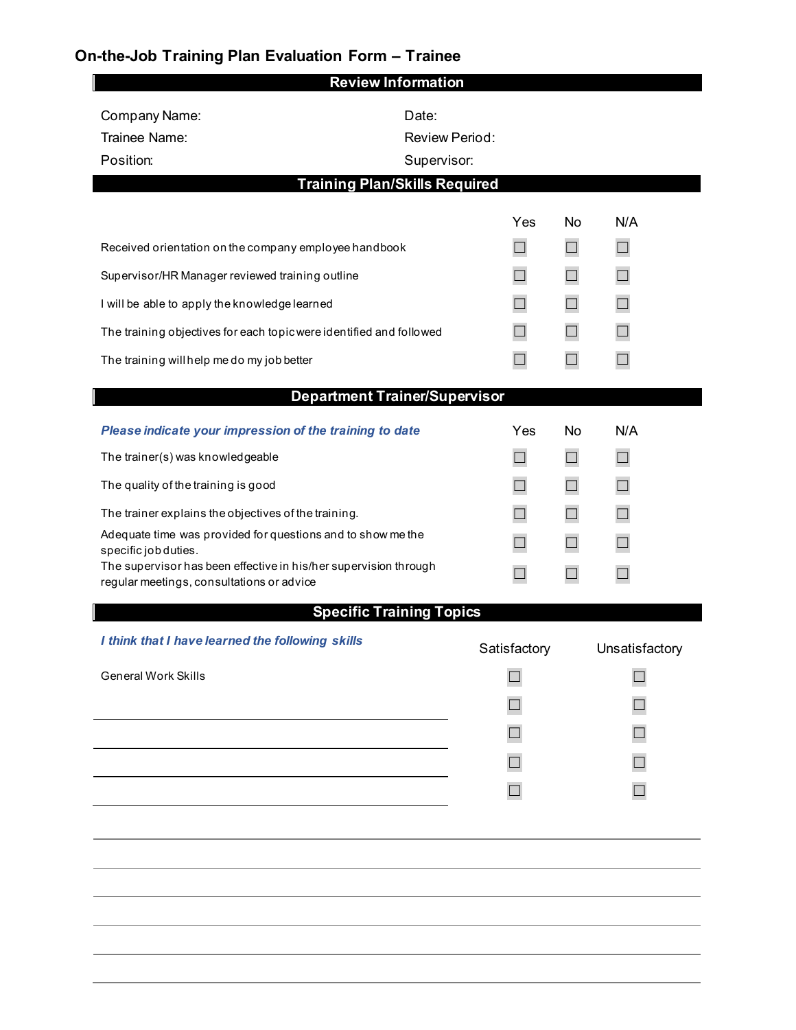# On-the-Job Training Plan Evaluation Form – Trainee

## Review Information

Company Name:

Date:

Trainee Name:

Review Period:

Position:

Supervisor:

## Training Plan/Skills Required

| | Yes | No | N/A |
|---|---|---|---|
| Received orientation on the company employee handbook | ☐ | ☐ | ☐ |
| Supervisor/HR Manager reviewed training outline | ☐ | ☐ | ☐ |
| I will be able to apply the knowledge learned | ☐ | ☐ | ☐ |
| The training objectives for each topic were identified and followed | ☐ | ☐ | ☐ |
| The training will help me do my job better | ☐ | ☐ | ☐ |

## Department Trainer/Supervisor

| *Please indicate your impression of the training to date* | Yes | No | N/A |
|---|---|---|---|
| The trainer(s) was knowledgeable | ☐ | ☐ | ☐ |
| The quality of the training is good | ☐ | ☐ | ☐ |
| The trainer explains the objectives of the training. | ☐ | ☐ | ☐ |
| Adequate time was provided for questions and to show me the specific job duties. | ☐ | ☐ | ☐ |
| The supervisor has been effective in his/her supervision through regular meetings, consultations or advice | ☐ | ☐ | ☐ |

## Specific Training Topics

| *I think that I have learned the following skills* | Satisfactory | Unsatisfactory |
|---|---|---|
| General Work Skills | ☐ | ☐ |
| | ☐ | ☐ |
| | ☐ | ☐ |
| | ☐ | ☐ |
| | ☐ | ☐ |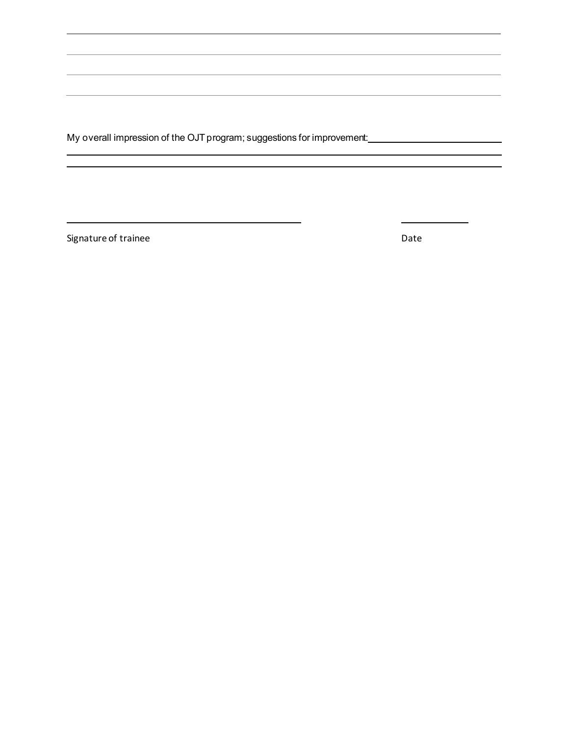My overall impression of the OJT program; suggestions for improvement: ______________________

_____________________________________________________________________________

_____________________________________________________________________________

_______________________________________ ______________

Signature of trainee Date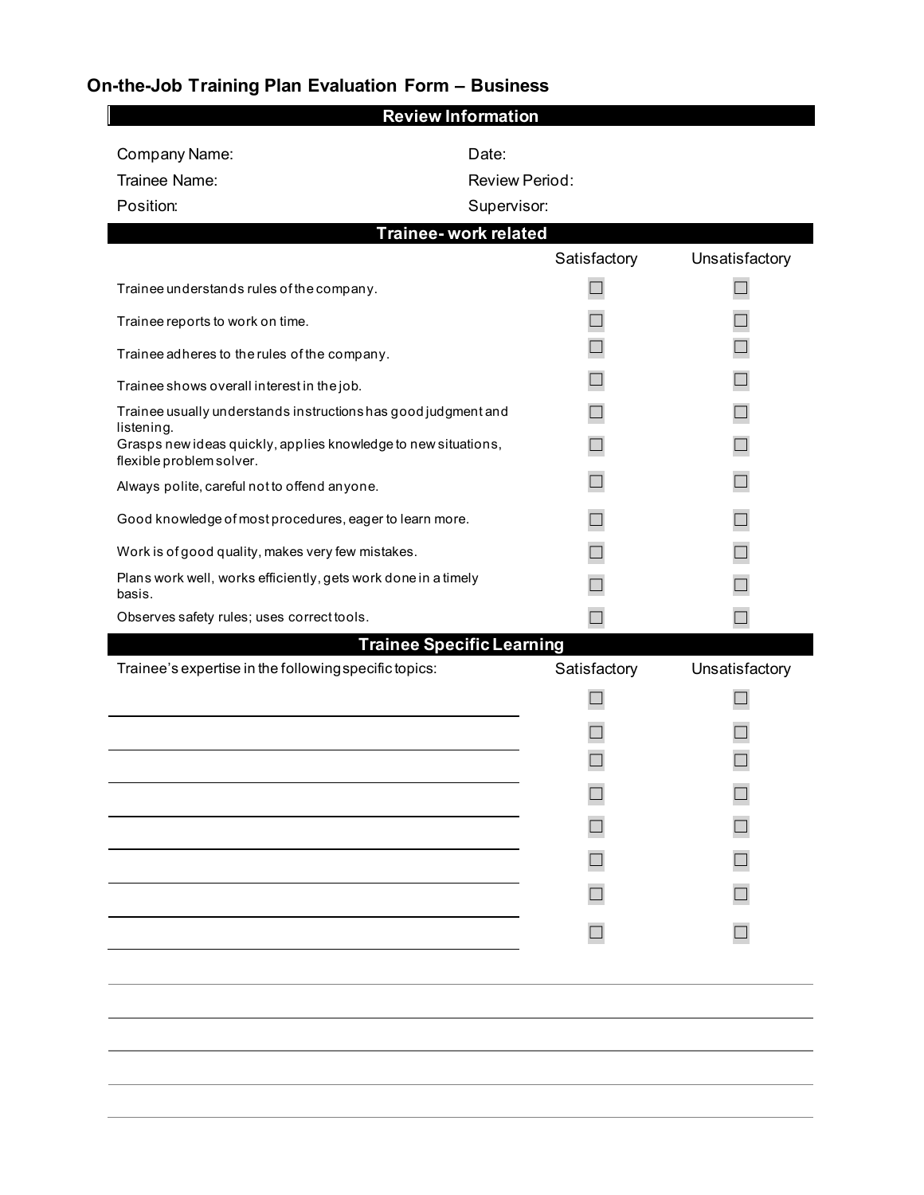## On-the-Job Training Plan Evaluation Form – Business

| Review Information | |
|---|---|
| Company Name: | Date: |
| Trainee Name: | Review Period: |
| Position: | Supervisor: |

### Trainee- work related

| | Satisfactory | Unsatisfactory |
|---|---|---|
| Trainee understands rules of the company. | ☐ | ☐ |
| Trainee reports to work on time. | ☐ | ☐ |
| Trainee adheres to the rules of the company. | ☐ | ☐ |
| Trainee shows overall interest in the job. | ☐ | ☐ |
| Trainee usually understands instructions has good judgment and listening. | ☐ | ☐ |
| Grasps new ideas quickly, applies knowledge to new situations, flexible problem solver. | ☐ | ☐ |
| Always polite, careful not to offend anyone. | ☐ | ☐ |
| Good knowledge of most procedures, eager to learn more. | ☐ | ☐ |
| Work is of good quality, makes very few mistakes. | ☐ | ☐ |
| Plans work well, works efficiently, gets work done in a timely basis. | ☐ | ☐ |
| Observes safety rules; uses correct tools. | ☐ | ☐ |

### Trainee Specific Learning

| Trainee's expertise in the following specific topics: | Satisfactory | Unsatisfactory |
|---|---|---|
| ______________________ | ☐ | ☐ |
| ______________________ | ☐ | ☐ |
| ______________________ | ☐ | ☐ |
| ______________________ | ☐ | ☐ |
| ______________________ | ☐ | ☐ |
| ______________________ | ☐ | ☐ |
| ______________________ | ☐ | ☐ |
| ______________________ | ☐ | ☐ |

______________________________________________________________________

______________________________________________________________________

______________________________________________________________________

______________________________________________________________________

______________________________________________________________________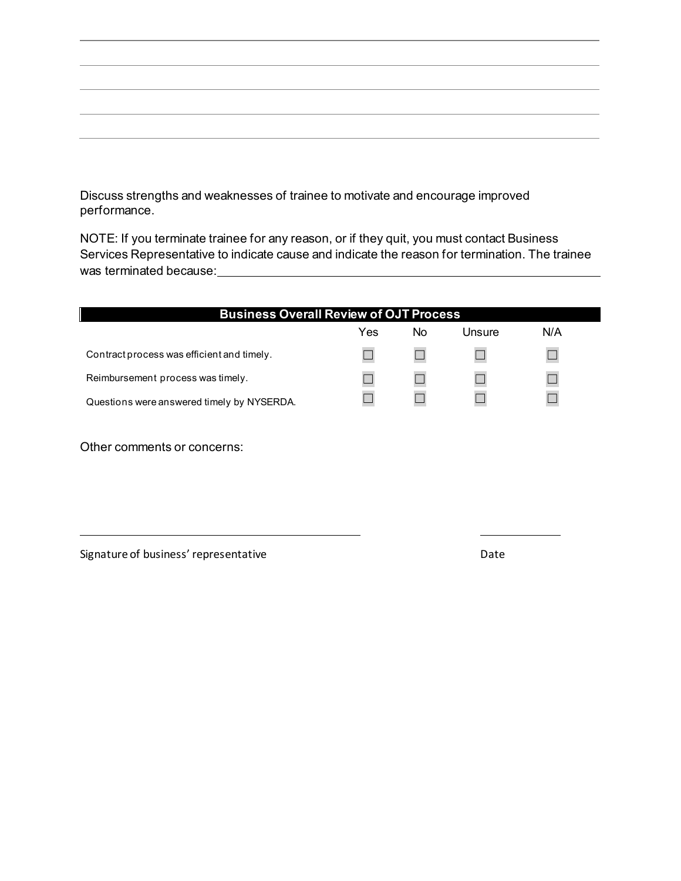Discuss strengths and weaknesses of trainee to motivate and encourage improved performance.

NOTE: If you terminate trainee for any reason, or if they quit, you must contact Business Services Representative to indicate cause and indicate the reason for termination. The trainee was terminated because:\_\_\_\_\_\_\_\_\_\_\_\_\_\_\_\_\_\_\_\_\_\_\_\_\_\_\_\_\_\_\_\_\_\_\_\_\_\_\_\_\_\_\_\_\_\_\_\_\_\_\_\_\_\_\_\_

| Business Overall Review of OJT Process | Yes | No | Unsure | N/A |
|---|---|---|---|---|
| Contract process was efficient and timely. | ☐ | ☐ | ☐ | ☐ |
| Reimbursement process was timely. | ☐ | ☐ | ☐ | ☐ |
| Questions were answered timely by NYSERDA. | ☐ | ☐ | ☐ | ☐ |

Other comments or concerns:

\_\_\_\_\_\_\_\_\_\_\_\_\_\_\_\_\_\_\_\_\_\_\_\_\_\_\_\_\_\_\_\_\_\_\_\_\_\_\_\_ \_\_\_\_\_\_\_\_\_\_\_\_

Signature of business' representative Date